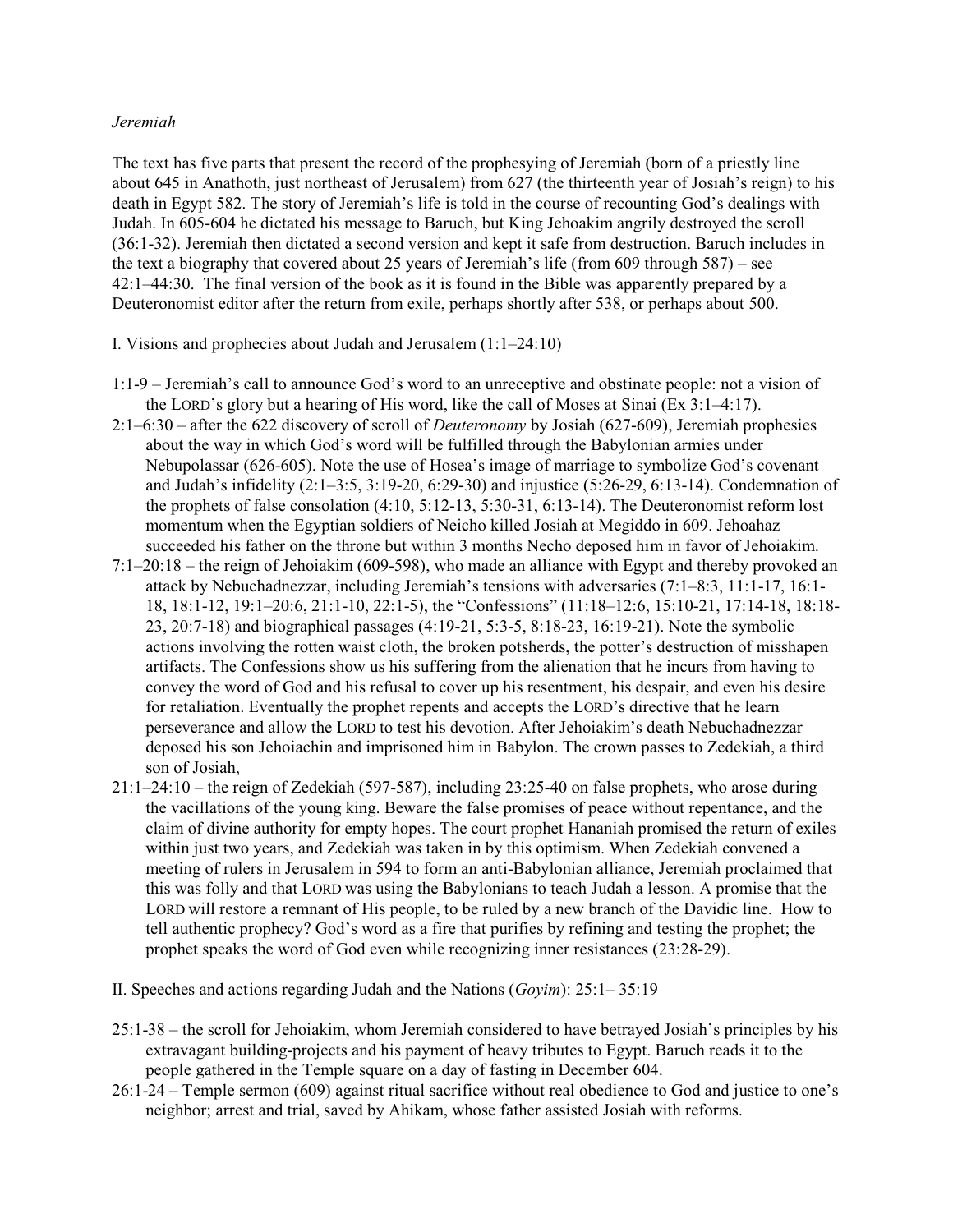*Jeremiah*

The text has five parts that present the record of the prophesying of Jeremiah (born of a priestly line about 645 in Anathoth, just northeast of Jerusalem) from 627 (the thirteenth year of Josiah's reign) to his death in Egypt 582. The story of Jeremiah's life is told in the course of recounting God's dealings with Judah. In 605-604 he dictated his message to Baruch, but King Jehoakim angrily destroyed the scroll (36:1-32). Jeremiah then dictated a second version and kept it safe from destruction. Baruch includes in the text a biography that covered about 25 years of Jeremiah's life (from 609 through 587) – see 42:1–44:30. The final version of the book as it is found in the Bible was apparently prepared by a Deuteronomist editor after the return from exile, perhaps shortly after 538, or perhaps about 500.

I. Visions and prophecies about Judah and Jerusalem (1:1–24:10)

1:1-9 – Jeremiah's call to announce God's word to an unreceptive and obstinate people: not a vision of the LORD's glory but a hearing of His word, like the call of Moses at Sinai (Ex 3:1–4:17).

2:1–6:30 – after the 622 discovery of scroll of *Deuteronomy* by Josiah (627-609), Jeremiah prophesies about the way in which God's word will be fulfilled through the Babylonian armies under Nebupolassar (626-605). Note the use of Hosea's image of marriage to symbolize God's covenant and Judah's infidelity (2:1–3:5, 3:19-20, 6:29-30) and injustice (5:26-29, 6:13-14). Condemnation of the prophets of false consolation (4:10, 5:12-13, 5:30-31, 6:13-14). The Deuteronomist reform lost momentum when the Egyptian soldiers of Neicho killed Josiah at Megiddo in 609. Jehoahaz succeeded his father on the throne but within 3 months Necho deposed him in favor of Jehoiakim.

7:1–20:18 – the reign of Jehoiakim (609-598), who made an alliance with Egypt and thereby provoked an attack by Nebuchadnezzar, including Jeremiah's tensions with adversaries (7:1–8:3, 11:1-17, 16:1-18, 18:1-12, 19:1–20:6, 21:1-10, 22:1-5), the "Confessions" (11:18–12:6, 15:10-21, 17:14-18, 18:18-23, 20:7-18) and biographical passages (4:19-21, 5:3-5, 8:18-23, 16:19-21). Note the symbolic actions involving the rotten waist cloth, the broken potsherds, the potter's destruction of misshapen artifacts. The Confessions show us his suffering from the alienation that he incurs from having to convey the word of God and his refusal to cover up his resentment, his despair, and even his desire for retaliation. Eventually the prophet repents and accepts the LORD's directive that he learn perseverance and allow the LORD to test his devotion. After Jehoiakim's death Nebuchadnezzar deposed his son Jehoiachin and imprisoned him in Babylon. The crown passes to Zedekiah, a third son of Josiah,

21:1–24:10 – the reign of Zedekiah (597-587), including 23:25-40 on false prophets, who arose during the vacillations of the young king. Beware the false promises of peace without repentance, and the claim of divine authority for empty hopes. The court prophet Hananiah promised the return of exiles within just two years, and Zedekiah was taken in by this optimism. When Zedekiah convened a meeting of rulers in Jerusalem in 594 to form an anti-Babylonian alliance, Jeremiah proclaimed that this was folly and that LORD was using the Babylonians to teach Judah a lesson. A promise that the LORD will restore a remnant of His people, to be ruled by a new branch of the Davidic line. How to tell authentic prophecy? God's word as a fire that purifies by refining and testing the prophet; the prophet speaks the word of God even while recognizing inner resistances (23:28-29).

II. Speeches and actions regarding Judah and the Nations (*Goyim*): 25:1– 35:19

25:1-38 – the scroll for Jehoiakim, whom Jeremiah considered to have betrayed Josiah's principles by his extravagant building-projects and his payment of heavy tributes to Egypt. Baruch reads it to the people gathered in the Temple square on a day of fasting in December 604.

26:1-24 – Temple sermon (609) against ritual sacrifice without real obedience to God and justice to one's neighbor; arrest and trial, saved by Ahikam, whose father assisted Josiah with reforms.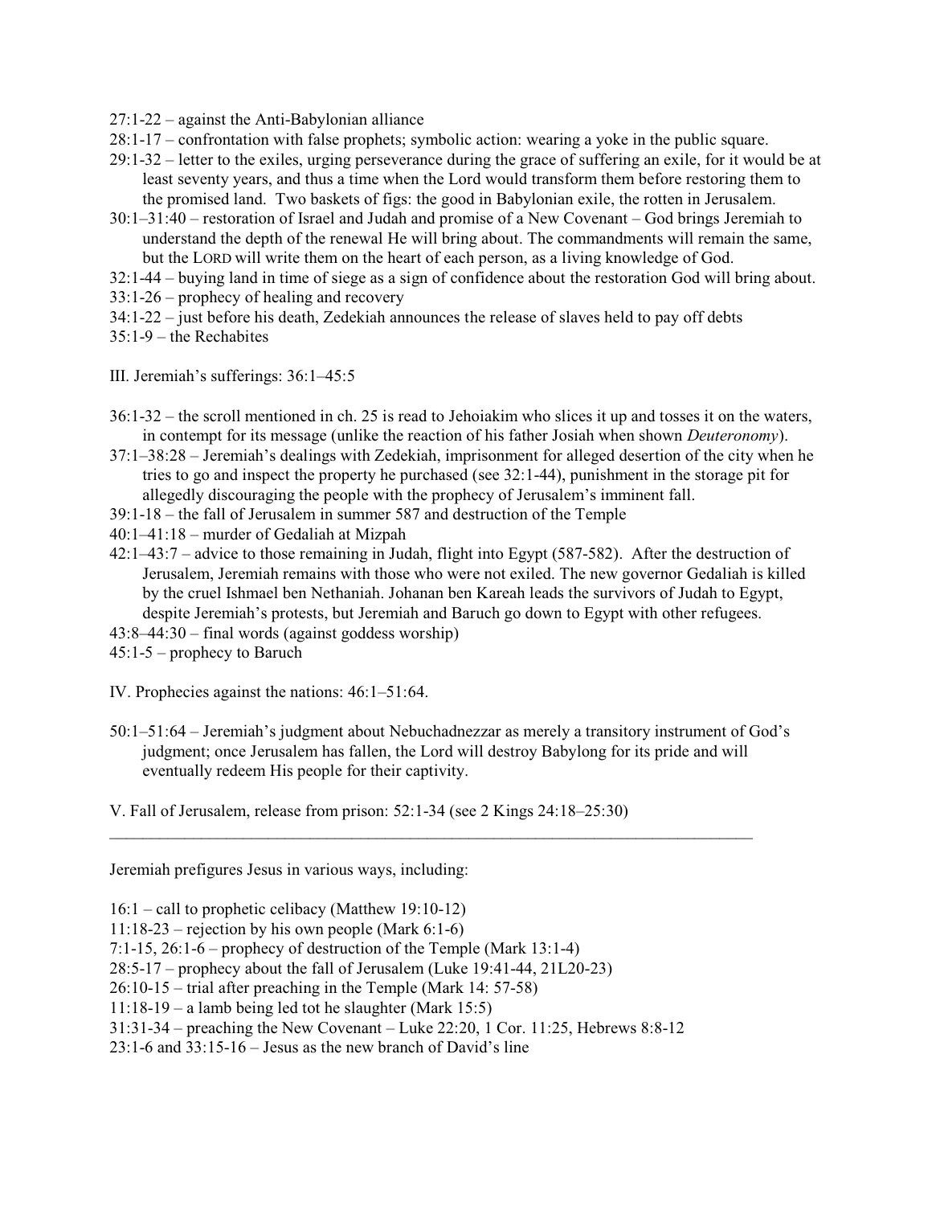27:1-22 – against the Anti-Babylonian alliance

28:1-17 – confrontation with false prophets; symbolic action: wearing a yoke in the public square.

29:1-32 – letter to the exiles, urging perseverance during the grace of suffering an exile, for it would be at least seventy years, and thus a time when the Lord would transform them before restoring them to the promised land. Two baskets of figs: the good in Babylonian exile, the rotten in Jerusalem.

30:1–31:40 – restoration of Israel and Judah and promise of a New Covenant – God brings Jeremiah to understand the depth of the renewal He will bring about. The commandments will remain the same, but the LORD will write them on the heart of each person, as a living knowledge of God.

32:1-44 – buying land in time of siege as a sign of confidence about the restoration God will bring about.

33:1-26 – prophecy of healing and recovery

34:1-22 – just before his death, Zedekiah announces the release of slaves held to pay off debts

35:1-9 – the Rechabites

III. Jeremiah's sufferings: 36:1–45:5

36:1-32 – the scroll mentioned in ch. 25 is read to Jehoiakim who slices it up and tosses it on the waters, in contempt for its message (unlike the reaction of his father Josiah when shown *Deuteronomy*).

37:1–38:28 – Jeremiah's dealings with Zedekiah, imprisonment for alleged desertion of the city when he tries to go and inspect the property he purchased (see 32:1-44), punishment in the storage pit for allegedly discouraging the people with the prophecy of Jerusalem's imminent fall.

39:1-18 – the fall of Jerusalem in summer 587 and destruction of the Temple

40:1–41:18 – murder of Gedaliah at Mizpah

42:1–43:7 – advice to those remaining in Judah, flight into Egypt (587-582). After the destruction of Jerusalem, Jeremiah remains with those who were not exiled. The new governor Gedaliah is killed by the cruel Ishmael ben Nethaniah. Johanan ben Kareah leads the survivors of Judah to Egypt, despite Jeremiah's protests, but Jeremiah and Baruch go down to Egypt with other refugees.

43:8–44:30 – final words (against goddess worship)

45:1-5 – prophecy to Baruch

IV. Prophecies against the nations: 46:1–51:64.

50:1–51:64 – Jeremiah's judgment about Nebuchadnezzar as merely a transitory instrument of God's judgment; once Jerusalem has fallen, the Lord will destroy Babylong for its pride and will eventually redeem His people for their captivity.

V. Fall of Jerusalem, release from prison: 52:1-34 (see 2 Kings 24:18–25:30)

---

Jeremiah prefigures Jesus in various ways, including:

16:1 – call to prophetic celibacy (Matthew 19:10-12)

11:18-23 – rejection by his own people (Mark 6:1-6)

7:1-15, 26:1-6 – prophecy of destruction of the Temple (Mark 13:1-4)

28:5-17 – prophecy about the fall of Jerusalem (Luke 19:41-44, 21L20-23)

26:10-15 – trial after preaching in the Temple (Mark 14: 57-58)

11:18-19 – a lamb being led tot he slaughter (Mark 15:5)

31:31-34 – preaching the New Covenant – Luke 22:20, 1 Cor. 11:25, Hebrews 8:8-12

23:1-6 and 33:15-16 – Jesus as the new branch of David's line